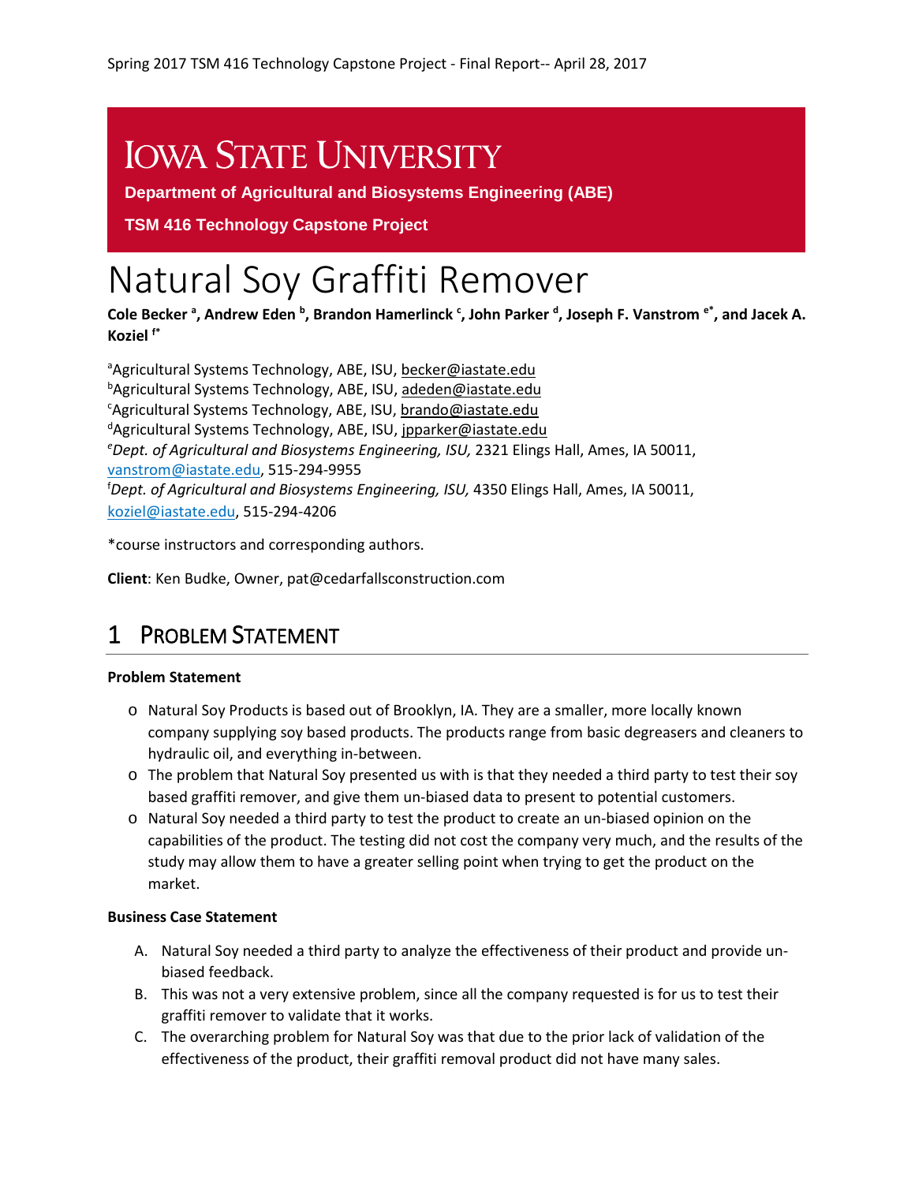Spring 2017 TSM 416 Technology Capstone Project - Final Report-- April 28, 2017

**IOWA STATE UNIVERSITY**

**Department of Agricultural and Biosystems Engineering (ABE)**

**TSM 416 Technology Capstone Project**

# Natural Soy Graffiti Remover

**Cole Becker [a], Andrew Eden [b], Brandon Hamerlinck [c], John Parker [d], Joseph F. Vanstrom [e*], and Jacek A. Koziel [f*]**

[a]Agricultural Systems Technology, ABE, ISU, becker@iastate.edu
[b]Agricultural Systems Technology, ABE, ISU, adeden@iastate.edu
[c]Agricultural Systems Technology, ABE, ISU, brando@iastate.edu
[d]Agricultural Systems Technology, ABE, ISU, jpparker@iastate.edu
[e]*Dept. of Agricultural and Biosystems Engineering, ISU,* 2321 Elings Hall, Ames, IA 50011, vanstrom@iastate.edu, 515-294-9955
[f]*Dept. of Agricultural and Biosystems Engineering, ISU,* 4350 Elings Hall, Ames, IA 50011, koziel@iastate.edu, 515-294-4206

*course instructors and corresponding authors.

**Client**: Ken Budke, Owner, pat@cedarfallsconstruction.com

## 1 Problem Statement

**Problem Statement**

- Natural Soy Products is based out of Brooklyn, IA. They are a smaller, more locally known company supplying soy based products. The products range from basic degreasers and cleaners to hydraulic oil, and everything in-between.
- The problem that Natural Soy presented us with is that they needed a third party to test their soy based graffiti remover, and give them un-biased data to present to potential customers.
- Natural Soy needed a third party to test the product to create an un-biased opinion on the capabilities of the product. The testing did not cost the company very much, and the results of the study may allow them to have a greater selling point when trying to get the product on the market.

**Business Case Statement**

A. Natural Soy needed a third party to analyze the effectiveness of their product and provide un-biased feedback.
B. This was not a very extensive problem, since all the company requested is for us to test their graffiti remover to validate that it works.
C. The overarching problem for Natural Soy was that due to the prior lack of validation of the effectiveness of the product, their graffiti removal product did not have many sales.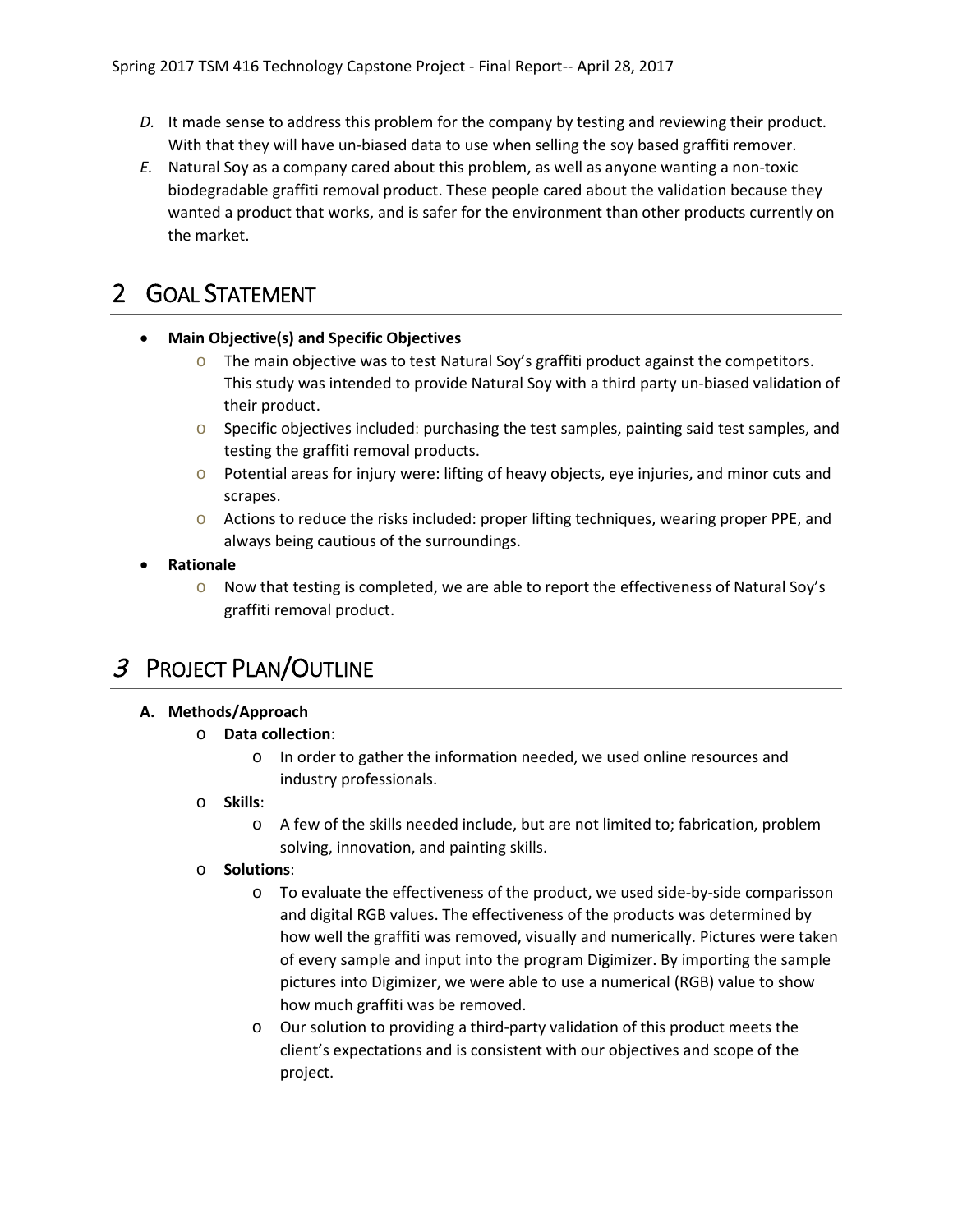*D.* It made sense to address this problem for the company by testing and reviewing their product. With that they will have un-biased data to use when selling the soy based graffiti remover.

*E.* Natural Soy as a company cared about this problem, as well as anyone wanting a non-toxic biodegradable graffiti removal product. These people cared about the validation because they wanted a product that works, and is safer for the environment than other products currently on the market.

# 2 GOAL STATEMENT

- **Main Objective(s) and Specific Objectives**
  - The main objective was to test Natural Soy's graffiti product against the competitors. This study was intended to provide Natural Soy with a third party un-biased validation of their product.
  - Specific objectives included: purchasing the test samples, painting said test samples, and testing the graffiti removal products.
  - Potential areas for injury were: lifting of heavy objects, eye injuries, and minor cuts and scrapes.
  - Actions to reduce the risks included: proper lifting techniques, wearing proper PPE, and always being cautious of the surroundings.
- **Rationale**
  - Now that testing is completed, we are able to report the effectiveness of Natural Soy's graffiti removal product.

# *3* PROJECT PLAN/OUTLINE

**A. Methods/Approach**

- **Data collection**:
  - In order to gather the information needed, we used online resources and industry professionals.
- **Skills**:
  - A few of the skills needed include, but are not limited to; fabrication, problem solving, innovation, and painting skills.
- **Solutions**:
  - To evaluate the effectiveness of the product, we used side-by-side comparisson and digital RGB values. The effectiveness of the products was determined by how well the graffiti was removed, visually and numerically. Pictures were taken of every sample and input into the program Digimizer. By importing the sample pictures into Digimizer, we were able to use a numerical (RGB) value to show how much graffiti was be removed.
  - Our solution to providing a third-party validation of this product meets the client's expectations and is consistent with our objectives and scope of the project.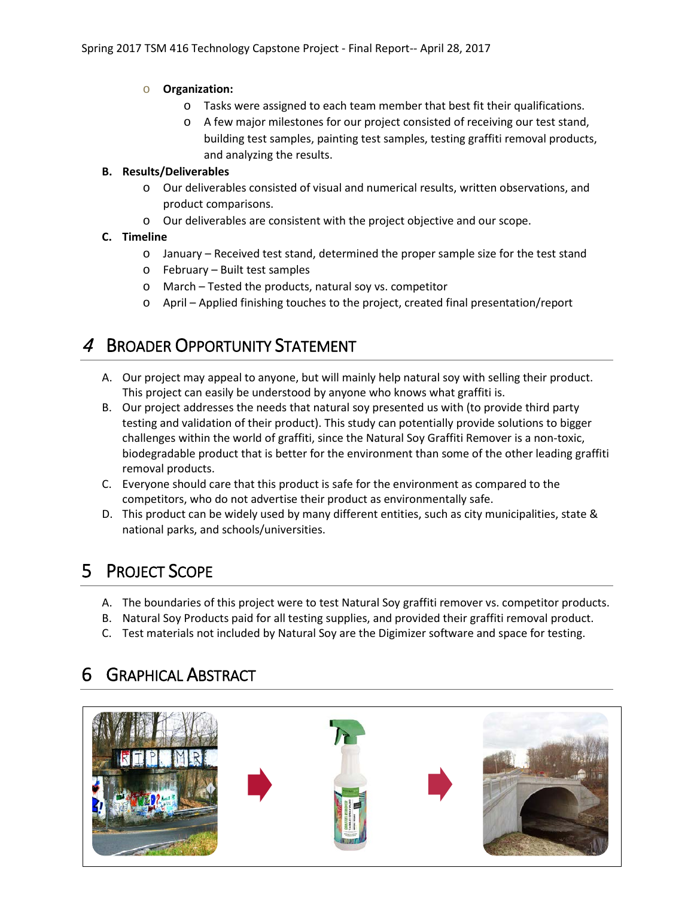- **Organization:**
  - Tasks were assigned to each team member that best fit their qualifications.
  - A few major milestones for our project consisted of receiving our test stand, building test samples, painting test samples, testing graffiti removal products, and analyzing the results.

**B. Results/Deliverables**

- Our deliverables consisted of visual and numerical results, written observations, and product comparisons.
- Our deliverables are consistent with the project objective and our scope.

**C. Timeline**

- January – Received test stand, determined the proper sample size for the test stand
- February – Built test samples
- March – Tested the products, natural soy vs. competitor
- April – Applied finishing touches to the project, created final presentation/report

# 4 Broader Opportunity Statement

A. Our project may appeal to anyone, but will mainly help natural soy with selling their product. This project can easily be understood by anyone who knows what graffiti is.

B. Our project addresses the needs that natural soy presented us with (to provide third party testing and validation of their product). This study can potentially provide solutions to bigger challenges within the world of graffiti, since the Natural Soy Graffiti Remover is a non-toxic, biodegradable product that is better for the environment than some of the other leading graffiti removal products.

C. Everyone should care that this product is safe for the environment as compared to the competitors, who do not advertise their product as environmentally safe.

D. This product can be widely used by many different entities, such as city municipalities, state & national parks, and schools/universities.

# 5 Project Scope

A. The boundaries of this project were to test Natural Soy graffiti remover vs. competitor products.

B. Natural Soy Products paid for all testing supplies, and provided their graffiti removal product.

C. Test materials not included by Natural Soy are the Digimizer software and space for testing.

# 6 Graphical Abstract